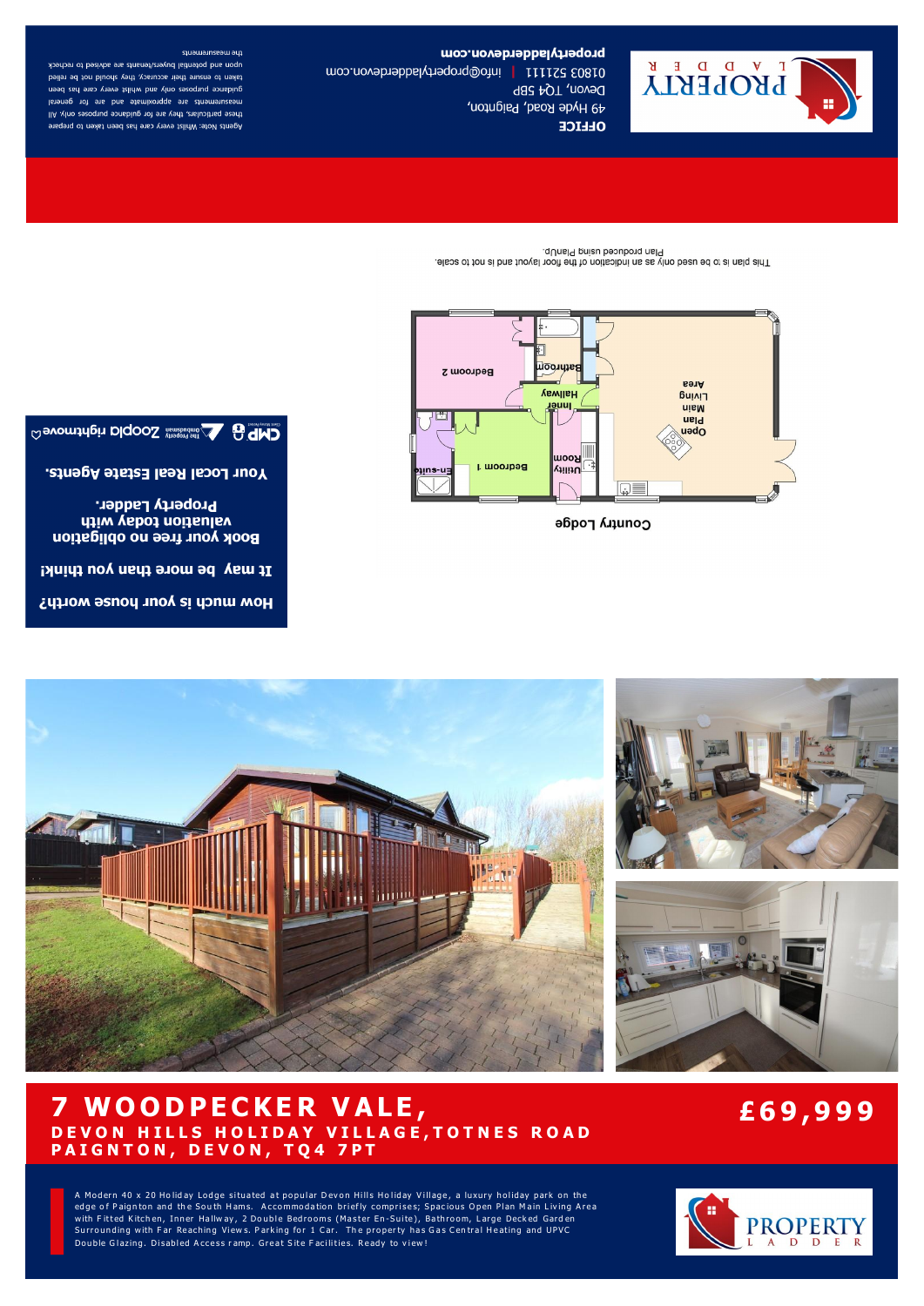# 7 WOODPECKER VALE,

## DEVON HILLS HOLIDAY VILLAGE,TOTNES ROAD PAIGNTON, DEVON, TQ4 7PT

## £69,999

A Modern 40 x 20 Holiday Lodge situated at popular Devon Hills Holiday Village, a luxury holiday park on the edge of Paignton and the South Hams. Accommodation briefly comprises; Spacious Open Plan Main Living Area with Fitted Kitchen, Inner Hallway, 2 Double Bedrooms (Master En-Suite), Bathroom, Large Decked Garden Surrounding with Far Reaching Views. Parking for 1 Car. The property has Gas Central Heating and UPVC Double Glazing. Disabled Access ramp. Great Site Facilities. Ready to view!

PROPERTY LADDER

Country Lodge

Open Plan Main Living Area

Bedroom 1

Bedroom 2

Bathroom

Inner Hallway

Utility Room

En-suite

This plan is to be used only as an indication of the floor layout and is not to scale.
Plan produced using PlanUp.

**How much is your house worth?**

**It may be more than you think!**

**Book your free no obligation valuation today with Property Ladder.**

**Your Local Real Estate Agents.**

CMP | The Property Ombudsman | Zoopla | rightmove

**OFFICE**

49 Hyde Road, Paignton,
Devon, TQ4 5BP
01803 521111 | info@propertyladderdevon.com

**propertyladderdevon.com**

Agents Note: Whilst every care has been taken to prepare these particulars, they are for guidance purposes only. All measurements are approximate and are for general guidance purposes only and whilst every care has been taken to ensure their accuracy, they should not be relied upon and potential buyers/tenants are advised to recheck the measurements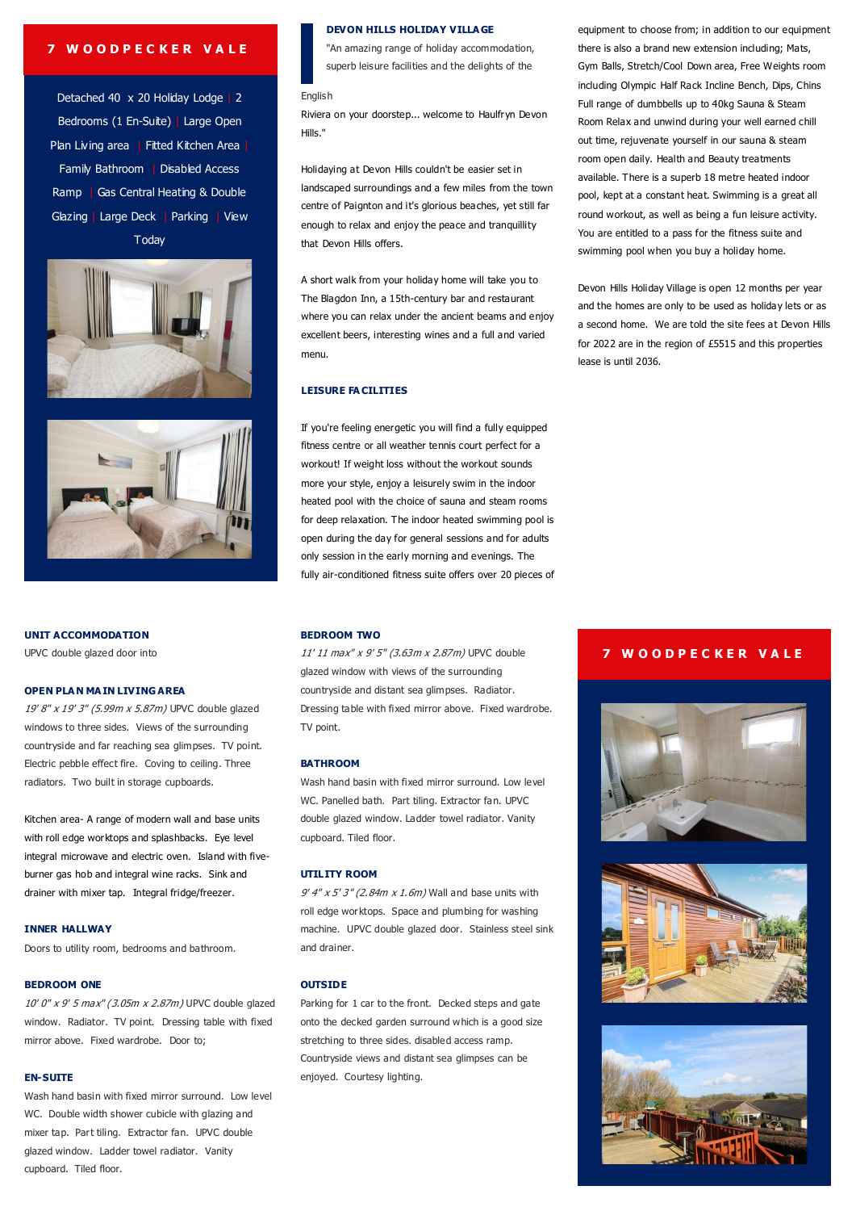## 7 WOODPECKER VALE

Detached 40 x 20 Holiday Lodge | 2 Bedrooms (1 En-Suite) | Large Open Plan Living area | Fitted Kitchen Area | Family Bathroom | Disabled Access Ramp | Gas Central Heating & Double Glazing | Large Deck | Parking | View Today

### DEVON HILLS HOLIDAY VILLAGE

"An amazing range of holiday accommodation, superb leisure facilities and the delights of the English Riviera on your doorstep... welcome to Haulfryn Devon Hills."

Holidaying at Devon Hills couldn't be easier set in landscaped surroundings and a few miles from the town centre of Paignton and it's glorious beaches, yet still far enough to relax and enjoy the peace and tranquillity that Devon Hills offers.

A short walk from your holiday home will take you to The Blagdon Inn, a 15th-century bar and restaurant where you can relax under the ancient beams and enjoy excellent beers, interesting wines and a full and varied menu.

### LEISURE FACILITIES

If you're feeling energetic you will find a fully equipped fitness centre or all weather tennis court perfect for a workout! If weight loss without the workout sounds more your style, enjoy a leisurely swim in the indoor heated pool with the choice of sauna and steam rooms for deep relaxation. The indoor heated swimming pool is open during the day for general sessions and for adults only session in the early morning and evenings. The fully air-conditioned fitness suite offers over 20 pieces of equipment to choose from; in addition to our equipment there is also a brand new extension including; Mats, Gym Balls, Stretch/Cool Down area, Free Weights room including Olympic Half Rack Incline Bench, Dips, Chins Full range of dumbbells up to 40kg Sauna & Steam Room Relax and unwind during your well earned chill out time, rejuvenate yourself in our sauna & steam room open daily. Health and Beauty treatments available. There is a superb 18 metre heated indoor pool, kept at a constant heat. Swimming is a great all round workout, as well as being a fun leisure activity. You are entitled to a pass for the fitness suite and swimming pool when you buy a holiday home.

Devon Hills Holiday Village is open 12 months per year and the homes are only to be used as holiday lets or as a second home. We are told the site fees at Devon Hills for 2022 are in the region of £5515 and this properties lease is until 2036.

### UNIT ACCOMMODATION

UPVC double glazed door into

### OPEN PLAN MAIN LIVING AREA

*19' 8" x 19' 3" (5.99m x 5.87m)* UPVC double glazed windows to three sides. Views of the surrounding countryside and far reaching sea glimpses. TV point. Electric pebble effect fire. Coving to ceiling. Three radiators. Two built in storage cupboards.

Kitchen area- A range of modern wall and base units with roll edge worktops and splashbacks. Eye level integral microwave and electric oven. Island with five-burner gas hob and integral wine racks. Sink and drainer with mixer tap. Integral fridge/freezer.

### INNER HALLWAY

Doors to utility room, bedrooms and bathroom.

### BEDROOM ONE

*10' 0" x 9' 5 max" (3.05m x 2.87m)* UPVC double glazed window. Radiator. TV point. Dressing table with fixed mirror above. Fixed wardrobe. Door to;

### EN-SUITE

Wash hand basin with fixed mirror surround. Low level WC. Double width shower cubicle with glazing and mixer tap. Part tiling. Extractor fan. UPVC double glazed window. Ladder towel radiator. Vanity cupboard. Tiled floor.

### BEDROOM TWO

*11' 11 max" x 9' 5" (3.63m x 2.87m)* UPVC double glazed window with views of the surrounding countryside and distant sea glimpses. Radiator. Dressing table with fixed mirror above. Fixed wardrobe. TV point.

### BATHROOM

Wash hand basin with fixed mirror surround. Low level WC. Panelled bath. Part tiling. Extractor fan. UPVC double glazed window. Ladder towel radiator. Vanity cupboard. Tiled floor.

### UTILITY ROOM

*9' 4" x 5' 3" (2.84m x 1.6m)* Wall and base units with roll edge worktops. Space and plumbing for washing machine. UPVC double glazed door. Stainless steel sink and drainer.

### OUTSIDE

Parking for 1 car to the front. Decked steps and gate onto the decked garden surround which is a good size stretching to three sides. disabled access ramp. Countryside views and distant sea glimpses can be enjoyed. Courtesy lighting.

## 7 WOODPECKER VALE